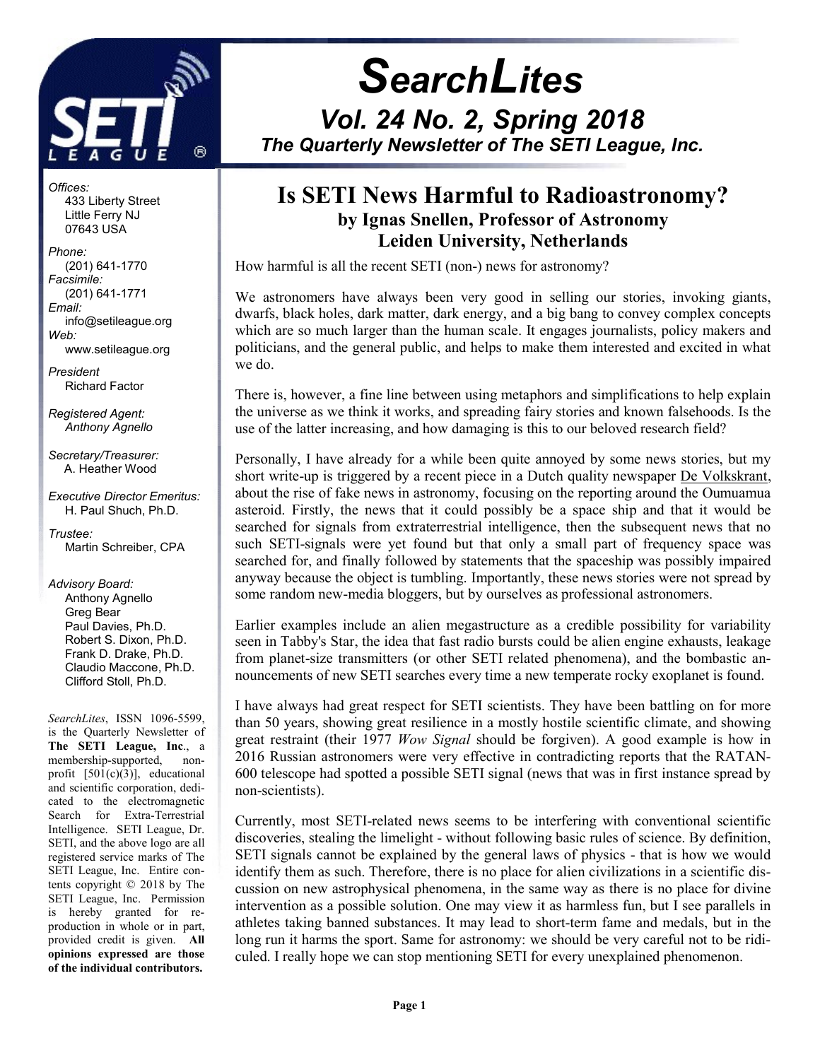# SearchLites

## Vol. 24 No. 2, Spring 2018

### The Quarterly Newsletter of The SETI League, Inc.

*Offices:*
433 Liberty Street
Little Ferry NJ
07643 USA

*Phone:*
(201) 641-1770

*Facsimile:*
(201) 641-1771

*Email:*
info@setileague.org

*Web:*
www.setileague.org

*President*
Richard Factor

*Registered Agent:*
*Anthony Agnello*

*Secretary/Treasurer:*
A. Heather Wood

*Executive Director Emeritus:*
H. Paul Shuch, Ph.D.

*Trustee:*
Martin Schreiber, CPA

*Advisory Board:*
Anthony Agnello
Greg Bear
Paul Davies, Ph.D.
Robert S. Dixon, Ph.D.
Frank D. Drake, Ph.D.
Claudio Maccone, Ph.D.
Clifford Stoll, Ph.D.

*SearchLites*, ISSN 1096-5599, is the Quarterly Newsletter of **The SETI League, Inc**., a membership-supported, non-profit [501(c)(3)], educational and scientific corporation, dedicated to the electromagnetic Search for Extra-Terrestrial Intelligence. SETI League, Dr. SETI, and the above logo are all registered service marks of The SETI League, Inc. Entire contents copyright © 2018 by The SETI League, Inc. Permission is hereby granted for reproduction in whole or in part, provided credit is given. **All opinions expressed are those of the individual contributors.**

## Is SETI News Harmful to Radioastronomy?

**by Ignas Snellen, Professor of Astronomy**
**Leiden University, Netherlands**

How harmful is all the recent SETI (non-) news for astronomy?

We astronomers have always been very good in selling our stories, invoking giants, dwarfs, black holes, dark matter, dark energy, and a big bang to convey complex concepts which are so much larger than the human scale. It engages journalists, policy makers and politicians, and the general public, and helps to make them interested and excited in what we do.

There is, however, a fine line between using metaphors and simplifications to help explain the universe as we think it works, and spreading fairy stories and known falsehoods. Is the use of the latter increasing, and how damaging is this to our beloved research field?

Personally, I have already for a while been quite annoyed by some news stories, but my short write-up is triggered by a recent piece in a Dutch quality newspaper De Volkskrant, about the rise of fake news in astronomy, focusing on the reporting around the Oumuamua asteroid. Firstly, the news that it could possibly be a space ship and that it would be searched for signals from extraterrestrial intelligence, then the subsequent news that no such SETI-signals were yet found but that only a small part of frequency space was searched for, and finally followed by statements that the spaceship was possibly impaired anyway because the object is tumbling. Importantly, these news stories were not spread by some random new-media bloggers, but by ourselves as professional astronomers.

Earlier examples include an alien megastructure as a credible possibility for variability seen in Tabby's Star, the idea that fast radio bursts could be alien engine exhausts, leakage from planet-size transmitters (or other SETI related phenomena), and the bombastic announcements of new SETI searches every time a new temperate rocky exoplanet is found.

I have always had great respect for SETI scientists. They have been battling on for more than 50 years, showing great resilience in a mostly hostile scientific climate, and showing great restraint (their 1977 *Wow Signal* should be forgiven). A good example is how in 2016 Russian astronomers were very effective in contradicting reports that the RATAN-600 telescope had spotted a possible SETI signal (news that was in first instance spread by non-scientists).

Currently, most SETI-related news seems to be interfering with conventional scientific discoveries, stealing the limelight - without following basic rules of science. By definition, SETI signals cannot be explained by the general laws of physics - that is how we would identify them as such. Therefore, there is no place for alien civilizations in a scientific discussion on new astrophysical phenomena, in the same way as there is no place for divine intervention as a possible solution. One may view it as harmless fun, but I see parallels in athletes taking banned substances. It may lead to short-term fame and medals, but in the long run it harms the sport. Same for astronomy: we should be very careful not to be ridiculed. I really hope we can stop mentioning SETI for every unexplained phenomenon.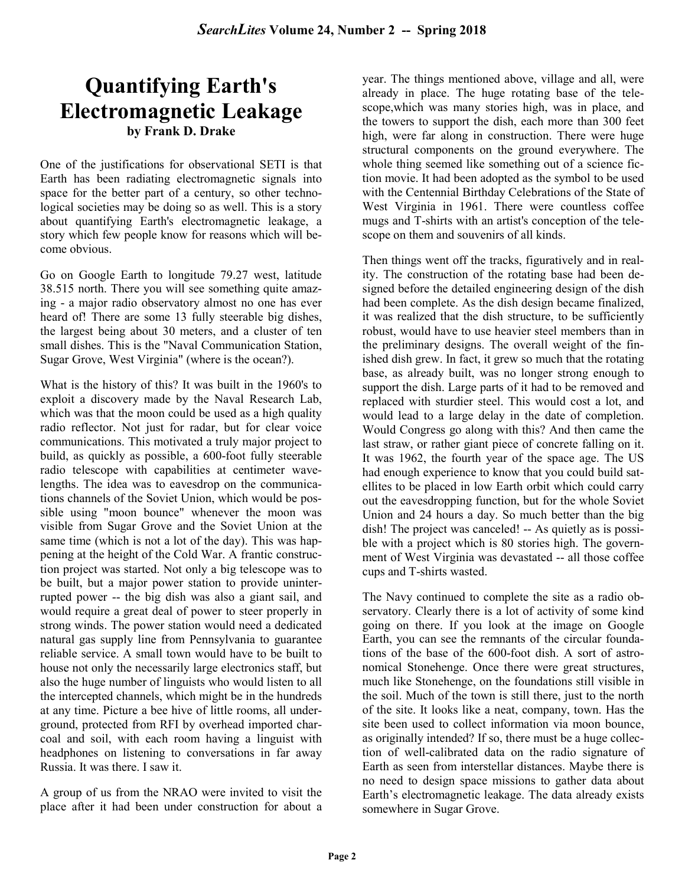# Quantifying Earth's Electromagnetic Leakage

**by Frank D. Drake**

One of the justifications for observational SETI is that Earth has been radiating electromagnetic signals into space for the better part of a century, so other technological societies may be doing so as well. This is a story about quantifying Earth's electromagnetic leakage, a story which few people know for reasons which will become obvious.

Go on Google Earth to longitude 79.27 west, latitude 38.515 north. There you will see something quite amazing - a major radio observatory almost no one has ever heard of! There are some 13 fully steerable big dishes, the largest being about 30 meters, and a cluster of ten small dishes. This is the "Naval Communication Station, Sugar Grove, West Virginia" (where is the ocean?).

What is the history of this? It was built in the 1960's to exploit a discovery made by the Naval Research Lab, which was that the moon could be used as a high quality radio reflector. Not just for radar, but for clear voice communications. This motivated a truly major project to build, as quickly as possible, a 600-foot fully steerable radio telescope with capabilities at centimeter wavelengths. The idea was to eavesdrop on the communications channels of the Soviet Union, which would be possible using "moon bounce" whenever the moon was visible from Sugar Grove and the Soviet Union at the same time (which is not a lot of the day). This was happening at the height of the Cold War. A frantic construction project was started. Not only a big telescope was to be built, but a major power station to provide uninterrupted power -- the big dish was also a giant sail, and would require a great deal of power to steer properly in strong winds. The power station would need a dedicated natural gas supply line from Pennsylvania to guarantee reliable service. A small town would have to be built to house not only the necessarily large electronics staff, but also the huge number of linguists who would listen to all the intercepted channels, which might be in the hundreds at any time. Picture a bee hive of little rooms, all underground, protected from RFI by overhead imported charcoal and soil, with each room having a linguist with headphones on listening to conversations in far away Russia. It was there. I saw it.

A group of us from the NRAO were invited to visit the place after it had been under construction for about a year. The things mentioned above, village and all, were already in place. The huge rotating base of the telescope,which was many stories high, was in place, and the towers to support the dish, each more than 300 feet high, were far along in construction. There were huge structural components on the ground everywhere. The whole thing seemed like something out of a science fiction movie. It had been adopted as the symbol to be used with the Centennial Birthday Celebrations of the State of West Virginia in 1961. There were countless coffee mugs and T-shirts with an artist's conception of the telescope on them and souvenirs of all kinds.

Then things went off the tracks, figuratively and in reality. The construction of the rotating base had been designed before the detailed engineering design of the dish had been complete. As the dish design became finalized, it was realized that the dish structure, to be sufficiently robust, would have to use heavier steel members than in the preliminary designs. The overall weight of the finished dish grew. In fact, it grew so much that the rotating base, as already built, was no longer strong enough to support the dish. Large parts of it had to be removed and replaced with sturdier steel. This would cost a lot, and would lead to a large delay in the date of completion. Would Congress go along with this? And then came the last straw, or rather giant piece of concrete falling on it. It was 1962, the fourth year of the space age. The US had enough experience to know that you could build satellites to be placed in low Earth orbit which could carry out the eavesdropping function, but for the whole Soviet Union and 24 hours a day. So much better than the big dish! The project was canceled! -- As quietly as is possible with a project which is 80 stories high. The government of West Virginia was devastated -- all those coffee cups and T-shirts wasted.

The Navy continued to complete the site as a radio observatory. Clearly there is a lot of activity of some kind going on there. If you look at the image on Google Earth, you can see the remnants of the circular foundations of the base of the 600-foot dish. A sort of astronomical Stonehenge. Once there were great structures, much like Stonehenge, on the foundations still visible in the soil. Much of the town is still there, just to the north of the site. It looks like a neat, company, town. Has the site been used to collect information via moon bounce, as originally intended? If so, there must be a huge collection of well-calibrated data on the radio signature of Earth as seen from interstellar distances. Maybe there is no need to design space missions to gather data about Earth's electromagnetic leakage. The data already exists somewhere in Sugar Grove.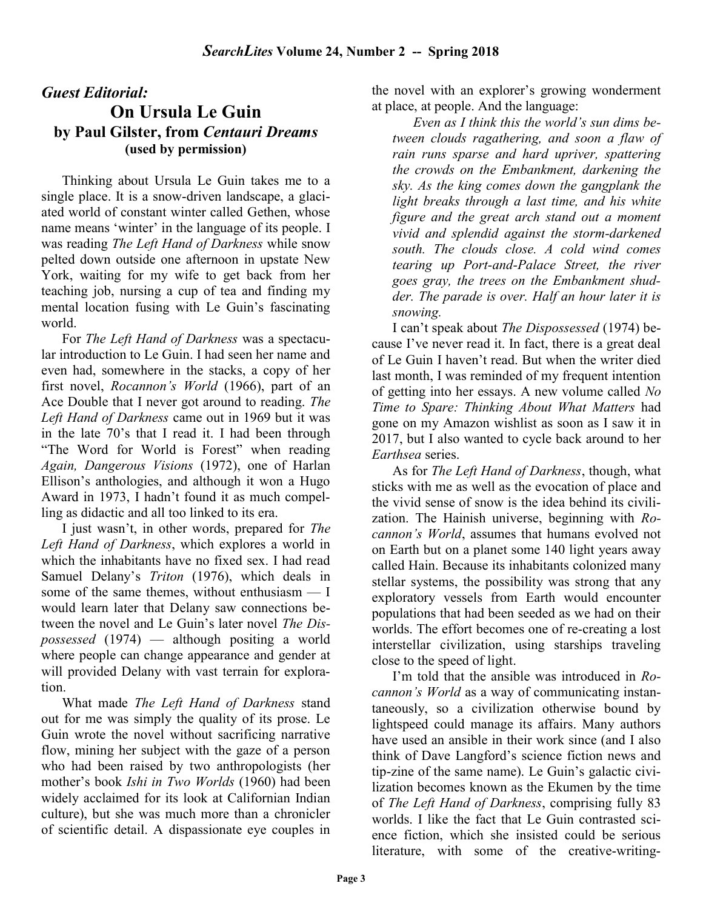## *Guest Editorial:*

# On Ursula Le Guin

### by Paul Gilster, from *Centauri Dreams*
**(used by permission)**

Thinking about Ursula Le Guin takes me to a single place. It is a snow-driven landscape, a glaciated world of constant winter called Gethen, whose name means 'winter' in the language of its people. I was reading *The Left Hand of Darkness* while snow pelted down outside one afternoon in upstate New York, waiting for my wife to get back from her teaching job, nursing a cup of tea and finding my mental location fusing with Le Guin's fascinating world.

For *The Left Hand of Darkness* was a spectacular introduction to Le Guin. I had seen her name and even had, somewhere in the stacks, a copy of her first novel, *Rocannon's World* (1966), part of an Ace Double that I never got around to reading. *The Left Hand of Darkness* came out in 1969 but it was in the late 70's that I read it. I had been through "The Word for World is Forest" when reading *Again, Dangerous Visions* (1972), one of Harlan Ellison's anthologies, and although it won a Hugo Award in 1973, I hadn't found it as much compelling as didactic and all too linked to its era.

I just wasn't, in other words, prepared for *The Left Hand of Darkness*, which explores a world in which the inhabitants have no fixed sex. I had read Samuel Delany's *Triton* (1976), which deals in some of the same themes, without enthusiasm — I would learn later that Delany saw connections between the novel and Le Guin's later novel *The Dispossessed* (1974) — although positing a world where people can change appearance and gender at will provided Delany with vast terrain for exploration.

What made *The Left Hand of Darkness* stand out for me was simply the quality of its prose. Le Guin wrote the novel without sacrificing narrative flow, mining her subject with the gaze of a person who had been raised by two anthropologists (her mother's book *Ishi in Two Worlds* (1960) had been widely acclaimed for its look at Californian Indian culture), but she was much more than a chronicler of scientific detail. A dispassionate eye couples in the novel with an explorer's growing wonderment at place, at people. And the language:

> *Even as I think this the world's sun dims between clouds ragathering, and soon a flaw of rain runs sparse and hard upriver, spattering the crowds on the Embankment, darkening the sky. As the king comes down the gangplank the light breaks through a last time, and his white figure and the great arch stand out a moment vivid and splendid against the storm-darkened south. The clouds close. A cold wind comes tearing up Port-and-Palace Street, the river goes gray, the trees on the Embankment shudder. The parade is over. Half an hour later it is snowing.*

I can't speak about *The Dispossessed* (1974) because I've never read it. In fact, there is a great deal of Le Guin I haven't read. But when the writer died last month, I was reminded of my frequent intention of getting into her essays. A new volume called *No Time to Spare: Thinking About What Matters* had gone on my Amazon wishlist as soon as I saw it in 2017, but I also wanted to cycle back around to her *Earthsea* series.

As for *The Left Hand of Darkness*, though, what sticks with me as well as the evocation of place and the vivid sense of snow is the idea behind its civilization. The Hainish universe, beginning with *Rocannon's World*, assumes that humans evolved not on Earth but on a planet some 140 light years away called Hain. Because its inhabitants colonized many stellar systems, the possibility was strong that any exploratory vessels from Earth would encounter populations that had been seeded as we had on their worlds. The effort becomes one of re-creating a lost interstellar civilization, using starships traveling close to the speed of light.

I'm told that the ansible was introduced in *Rocannon's World* as a way of communicating instantaneously, so a civilization otherwise bound by lightspeed could manage its affairs. Many authors have used an ansible in their work since (and I also think of Dave Langford's science fiction news and tip-zine of the same name). Le Guin's galactic civilization becomes known as the Ekumen by the time of *The Left Hand of Darkness*, comprising fully 83 worlds. I like the fact that Le Guin contrasted science fiction, which she insisted could be serious literature, with some of the creative-writing-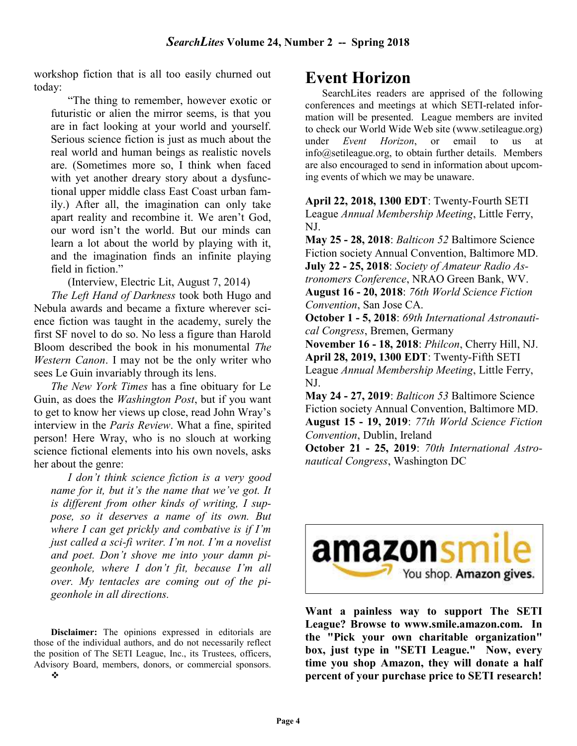workshop fiction that is all too easily churned out today:

> "The thing to remember, however exotic or futuristic or alien the mirror seems, is that you are in fact looking at your world and yourself. Serious science fiction is just as much about the real world and human beings as realistic novels are. (Sometimes more so, I think when faced with yet another dreary story about a dysfunctional upper middle class East Coast urban family.) After all, the imagination can only take apart reality and recombine it. We aren't God, our word isn't the world. But our minds can learn a lot about the world by playing with it, and the imagination finds an infinite playing field in fiction."
>
> (Interview, Electric Lit, August 7, 2014)

*The Left Hand of Darkness* took both Hugo and Nebula awards and became a fixture wherever science fiction was taught in the academy, surely the first SF novel to do so. No less a figure than Harold Bloom described the book in his monumental *The Western Canon*. I may not be the only writer who sees Le Guin invariably through its lens.

*The New York Times* has a fine obituary for Le Guin, as does the *Washington Post*, but if you want to get to know her views up close, read John Wray's interview in the *Paris Review*. What a fine, spirited person! Here Wray, who is no slouch at working science fictional elements into his own novels, asks her about the genre:

> *I don't think science fiction is a very good name for it, but it's the name that we've got. It is different from other kinds of writing, I suppose, so it deserves a name of its own. But where I can get prickly and combative is if I'm just called a sci-fi writer. I'm not. I'm a novelist and poet. Don't shove me into your damn pigeonhole, where I don't fit, because I'm all over. My tentacles are coming out of the pigeonhole in all directions.*

**Disclaimer:** The opinions expressed in editorials are those of the individual authors, and do not necessarily reflect the position of The SETI League, Inc., its Trustees, officers, Advisory Board, members, donors, or commercial sponsors. ❖

# Event Horizon

SearchLites readers are apprised of the following conferences and meetings at which SETI-related information will be presented. League members are invited to check our World Wide Web site (www.setileague.org) under *Event Horizon*, or email to us at info@setileague.org, to obtain further details. Members are also encouraged to send in information about upcoming events of which we may be unaware.

**April 22, 2018, 1300 EDT**: Twenty-Fourth SETI League *Annual Membership Meeting*, Little Ferry, NJ.
**May 25 - 28, 2018**: *Balticon 52* Baltimore Science Fiction society Annual Convention, Baltimore MD.
**July 22 - 25, 2018**: *Society of Amateur Radio Astronomers Conference*, NRAO Green Bank, WV.
**August 16 - 20, 2018**: *76th World Science Fiction Convention*, San Jose CA.
**October 1 - 5, 2018**: *69th International Astronautical Congress*, Bremen, Germany
**November 16 - 18, 2018**: *Philcon*, Cherry Hill, NJ.
**April 28, 2019, 1300 EDT**: Twenty-Fifth SETI League *Annual Membership Meeting*, Little Ferry, NJ.
**May 24 - 27, 2019**: *Balticon 53* Baltimore Science Fiction society Annual Convention, Baltimore MD.
**August 15 - 19, 2019**: *77th World Science Fiction Convention*, Dublin, Ireland
**October 21 - 25, 2019**: *70th International Astronautical Congress*, Washington DC

amazonsmile — You shop. Amazon gives.

**Want a painless way to support The SETI League? Browse to www.smile.amazon.com. In the "Pick your own charitable organization" box, just type in "SETI League." Now, every time you shop Amazon, they will donate a half percent of your purchase price to SETI research!**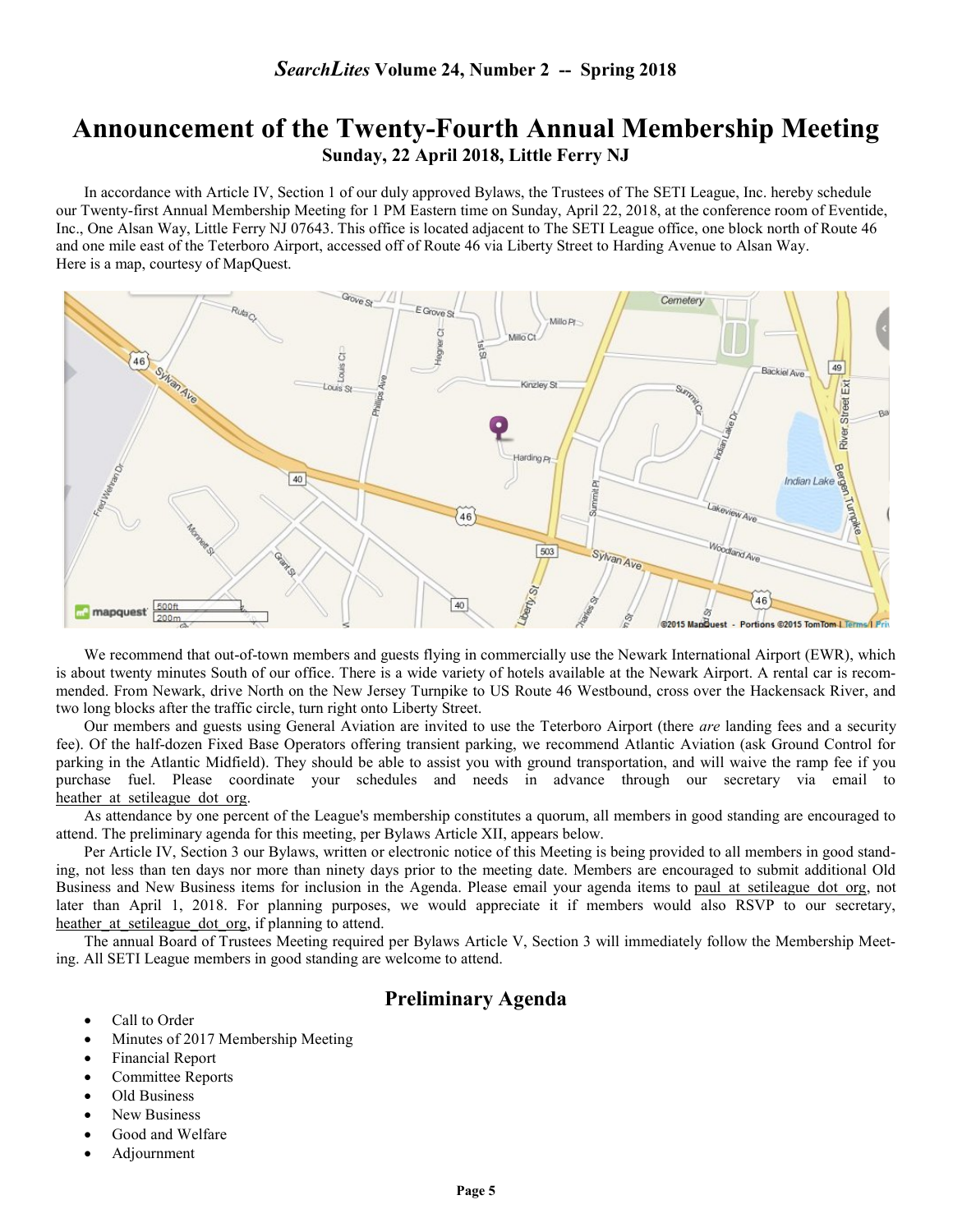# Announcement of the Twenty-Fourth Annual Membership Meeting

### Sunday, 22 April 2018, Little Ferry NJ

In accordance with Article IV, Section 1 of our duly approved Bylaws, the Trustees of The SETI League, Inc. hereby schedule our Twenty-first Annual Membership Meeting for 1 PM Eastern time on Sunday, April 22, 2018, at the conference room of Eventide, Inc., One Alsan Way, Little Ferry NJ 07643. This office is located adjacent to The SETI League office, one block north of Route 46 and one mile east of the Teterboro Airport, accessed off of Route 46 via Liberty Street to Harding Avenue to Alsan Way.
Here is a map, courtesy of MapQuest.

We recommend that out-of-town members and guests flying in commercially use the Newark International Airport (EWR), which is about twenty minutes South of our office. There is a wide variety of hotels available at the Newark Airport. A rental car is recommended. From Newark, drive North on the New Jersey Turnpike to US Route 46 Westbound, cross over the Hackensack River, and two long blocks after the traffic circle, turn right onto Liberty Street.

Our members and guests using General Aviation are invited to use the Teterboro Airport (there *are* landing fees and a security fee). Of the half-dozen Fixed Base Operators offering transient parking, we recommend Atlantic Aviation (ask Ground Control for parking in the Atlantic Midfield). They should be able to assist you with ground transportation, and will waive the ramp fee if you purchase fuel. Please coordinate your schedules and needs in advance through our secretary via email to heather at setileague dot org.

As attendance by one percent of the League's membership constitutes a quorum, all members in good standing are encouraged to attend. The preliminary agenda for this meeting, per Bylaws Article XII, appears below.

Per Article IV, Section 3 our Bylaws, written or electronic notice of this Meeting is being provided to all members in good standing, not less than ten days nor more than ninety days prior to the meeting date. Members are encouraged to submit additional Old Business and New Business items for inclusion in the Agenda. Please email your agenda items to paul at setileague dot org, not later than April 1, 2018. For planning purposes, we would appreciate it if members would also RSVP to our secretary, heather at setileague dot org, if planning to attend.

The annual Board of Trustees Meeting required per Bylaws Article V, Section 3 will immediately follow the Membership Meeting. All SETI League members in good standing are welcome to attend.

## Preliminary Agenda

- Call to Order
- Minutes of 2017 Membership Meeting
- Financial Report
- Committee Reports
- Old Business
- New Business
- Good and Welfare
- Adjournment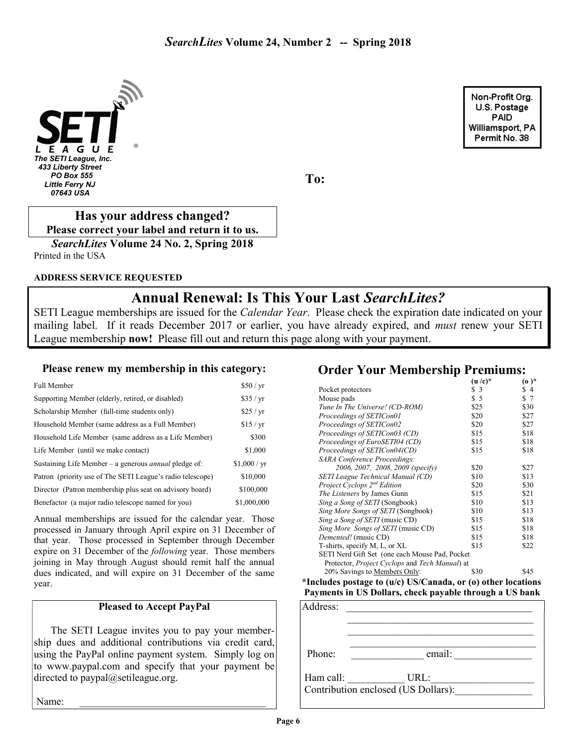The SETI League, Inc.
433 Liberty Street
PO Box 555
Little Ferry NJ
07643 USA

Non-Profit Org.
U.S. Postage
PAID
Williamsport, PA
Permit No. 38

**To:**

**Has your address changed?**
**Please correct your label and return it to us.**

***SearchLites* Volume 24 No. 2, Spring 2018**

Printed in the USA

**ADDRESS SERVICE REQUESTED**

## Annual Renewal: Is This Your Last *SearchLites?*

SETI League memberships are issued for the *Calendar Year*. Please check the expiration date indicated on your mailing label. If it reads December 2017 or earlier, you have already expired, and *must* renew your SETI League membership **now!** Please fill out and return this page along with your payment.

### Please renew my membership in this category:

| | |
|---|---|
| Full Member | $50 / yr |
| Supporting Member (elderly, retired, or disabled) | $35 / yr |
| Scholarship Member (full-time students only) | $25 / yr |
| Household Member (same address as a Full Member) | $15 / yr |
| Household Life Member (same address as a Life Member) | $300 |
| Life Member (until we make contact) | $1,000 |
| Sustaining Life Member – a generous *annual* pledge of: | $1,000 / yr |
| Patron (priority use of The SETI League's radio telescope) | $10,000 |
| Director (Patron membership plus seat on advisory board) | $100,000 |
| Benefactor (a major radio telescope named for you) | $1,000,000 |

Annual memberships are issued for the calendar year. Those processed in January through April expire on 31 December of that year. Those processed in September through December expire on 31 December of the *following* year. Those members joining in May through August should remit half the annual dues indicated, and will expire on 31 December of the same year.

**Pleased to Accept PayPal**

The SETI League invites you to pay your membership dues and additional contributions via credit card, using the PayPal online payment system. Simply log on to www.paypal.com and specify that your payment be directed to paypal@setileague.org.

Name: ____________________________________

## Order Your Membership Premiums:

| | (u /c)* | (o )* |
|---|---|---|
| Pocket protectors | $ 3 | $ 4 |
| Mouse pads | $ 5 | $ 7 |
| *Tune In The Universe! (CD-ROM)* | $25 | $30 |
| *Proceedings of SETICon01* | $20 | $27 |
| *Proceedings of SETICon02* | $20 | $27 |
| *Proceedings of SETICon03 (CD)* | $15 | $18 |
| *Proceedings of EuroSETI04 (CD)* | $15 | $18 |
| *Proceedings of SETICon04(CD)* | $15 | $18 |
| *SARA Conference Proceedings: 2006, 2007, 2008, 2009 (specify)* | $20 | $27 |
| *SETI League Technical Manual (CD)* | $10 | $13 |
| *Project Cyclops 2nd Edition* | $20 | $30 |
| *The Listeners* by James Gunn | $15 | $21 |
| *Sing a Song of SETI* (Songbook) | $10 | $13 |
| *Sing More Songs of SETI* (Songbook) | $10 | $13 |
| *Sing a Song of SETI* (music CD) | $15 | $18 |
| *Sing More Songs of SETI* (music CD) | $15 | $18 |
| *Demented!* (music CD) | $15 | $18 |
| T-shirts, specify M, L, or XL | $15 | $22 |
| SETI Nerd Gift Set (one each Mouse Pad, Pocket Protector, *Project Cyclops* and *Tech Manual*) at 20% Savings to Members Only: | $30 | $45 |

**\*Includes postage to (u/c) US/Canada, or (o) other locations**
**Payments in US Dollars, check payable through a US bank**

Address: ______________________________________
______________________________________
______________________________________
______________________________________

Phone: ______________ email: ______________

Ham call: ___________ URL: ____________________

Contribution enclosed (US Dollars): _______________